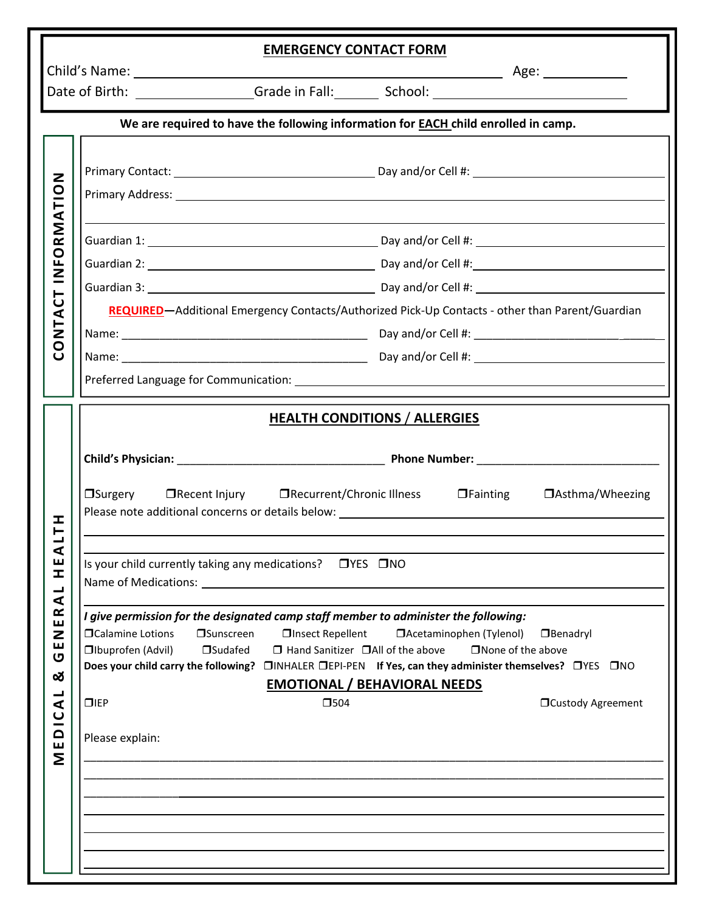# EMERGENCY CONTACT FORM

Child's Name: ______________________________ Age: __________

Date of Birth: ______________ Grade in Fall: ______ School: ______________________

**We are required to have the following information for EACH child enrolled in camp.**

## CONTACT INFORMATION

Primary Contact: ______________________ Day and/or Cell #: ______________________

Primary Address: ______________________________________________

______________________________________________

Guardian 1: ______________________ Day and/or Cell #: ______________________

Guardian 2: ______________________ Day and/or Cell #: ______________________

Guardian 3: ______________________ Day and/or Cell #: ______________________

**REQUIRED**—Additional Emergency Contacts/Authorized Pick-Up Contacts - other than Parent/Guardian

Name: ______________________ Day and/or Cell #: ______________________

Name: ______________________ Day and/or Cell #: ______________________

Preferred Language for Communication: ______________________________

## MEDICAL & GENERAL HEALTH

### HEALTH CONDITIONS / ALLERGIES

**Child's Physician:** ______________________ **Phone Number:** ______________________

❐Surgery ❐Recent Injury ❐Recurrent/Chronic Illness ❐Fainting ❐Asthma/Wheezing

Please note additional concerns or details below: ______________________________

______________________________________________

______________________________________________

Is your child currently taking any medications? ❐YES ❐NO

Name of Medications: ______________________________

______________________________________________

***I give permission for the designated camp staff member to administer the following:***

❐Calamine Lotions ❐Sunscreen ❐Insect Repellent ❐Acetaminophen (Tylenol) ❐Benadryl

❐Ibuprofen (Advil) ❐Sudafed ❐ Hand Sanitizer ❐All of the above ❐None of the above

**Does your child carry the following?** ❐INHALER ❐EPI-PEN **If Yes, can they administer themselves?** ❐YES ❐NO

### EMOTIONAL / BEHAVIORAL NEEDS

❐IEP ❐504 ❐Custody Agreement

Please explain:

______________________________________________

______________________________________________

______________________________________________

______________________________________________

______________________________________________

______________________________________________

______________________________________________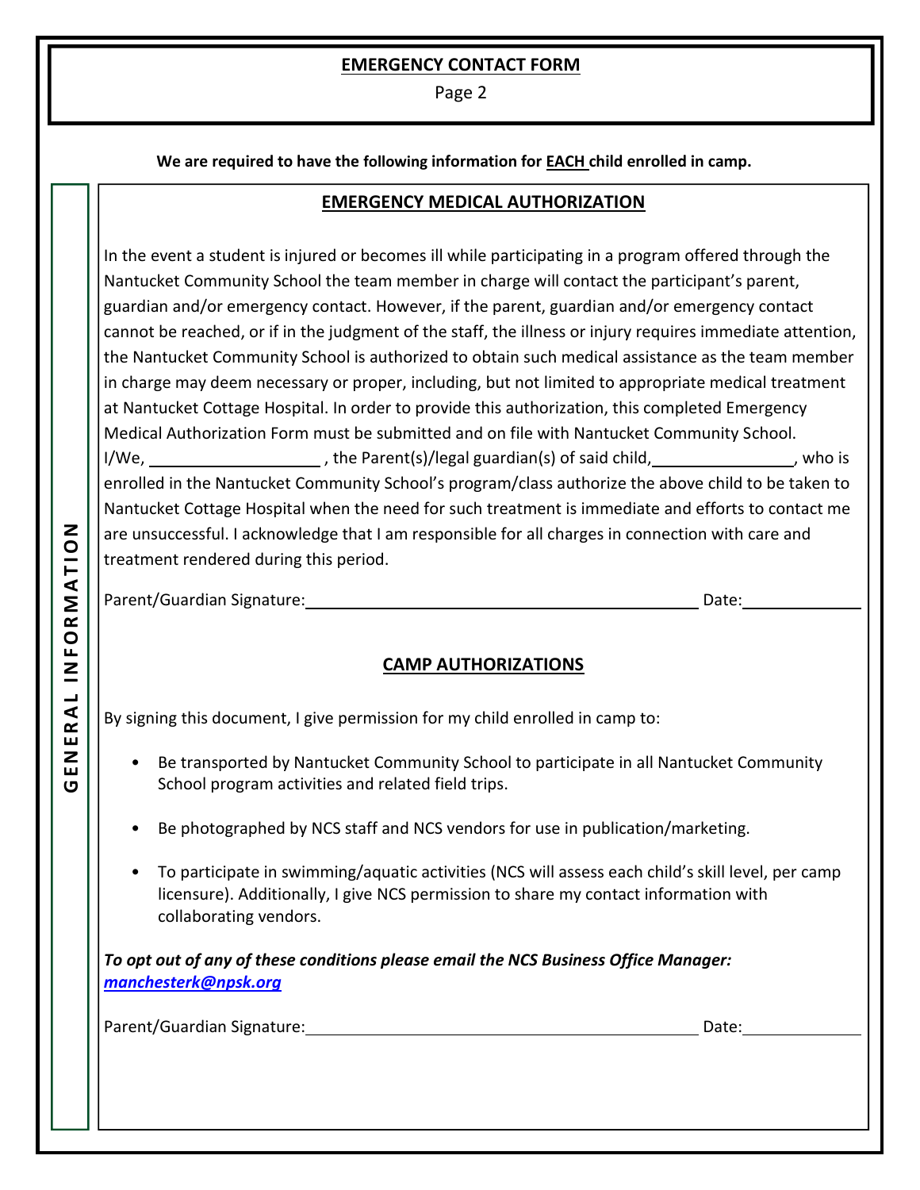# EMERGENCY CONTACT FORM

Page 2

**We are required to have the following information for EACH child enrolled in camp.**

GENERAL INFORMATION

## EMERGENCY MEDICAL AUTHORIZATION

In the event a student is injured or becomes ill while participating in a program offered through the Nantucket Community School the team member in charge will contact the participant's parent, guardian and/or emergency contact. However, if the parent, guardian and/or emergency contact cannot be reached, or if in the judgment of the staff, the illness or injury requires immediate attention, the Nantucket Community School is authorized to obtain such medical assistance as the team member in charge may deem necessary or proper, including, but not limited to appropriate medical treatment at Nantucket Cottage Hospital. In order to provide this authorization, this completed Emergency Medical Authorization Form must be submitted and on file with Nantucket Community School. I/We, ____________________ , the Parent(s)/legal guardian(s) of said child, ________________, who is enrolled in the Nantucket Community School's program/class authorize the above child to be taken to Nantucket Cottage Hospital when the need for such treatment is immediate and efforts to contact me are unsuccessful. I acknowledge that I am responsible for all charges in connection with care and treatment rendered during this period.

Parent/Guardian Signature: ______________________________________________ Date: ______________

## CAMP AUTHORIZATIONS

By signing this document, I give permission for my child enrolled in camp to:

- Be transported by Nantucket Community School to participate in all Nantucket Community School program activities and related field trips.
- Be photographed by NCS staff and NCS vendors for use in publication/marketing.
- To participate in swimming/aquatic activities (NCS will assess each child's skill level, per camp licensure). Additionally, I give NCS permission to share my contact information with collaborating vendors.

***To opt out of any of these conditions please email the NCS Business Office Manager: manchesterk@npsk.org***

Parent/Guardian Signature: ______________________________________________ Date: ______________